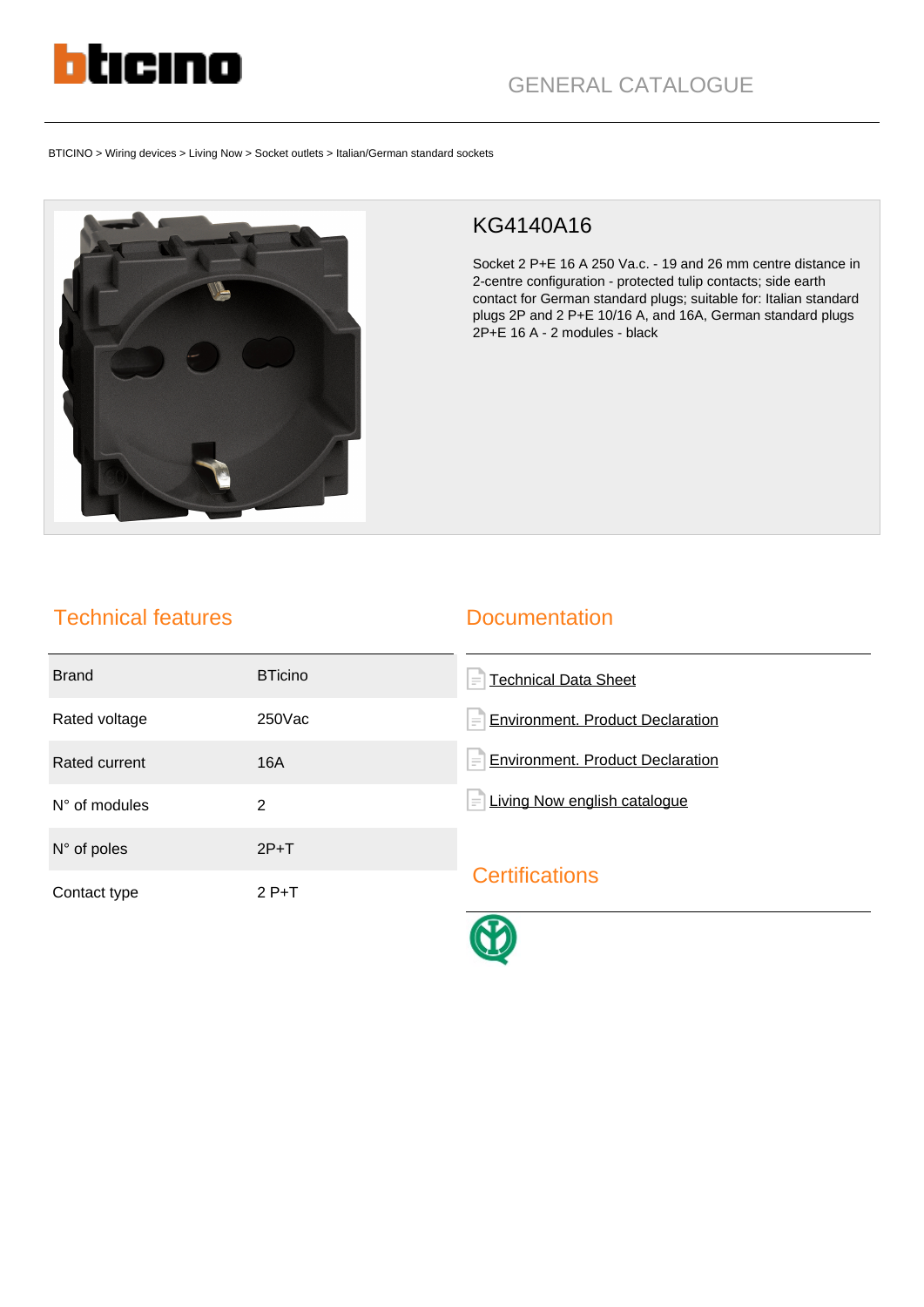GENERAL CATALOGUE

BTICINO > Wiring devices > Living Now > Socket outlets > Italian/German standard sockets

# KG4140A16

Socket 2 P+E 16 A 250 Va.c. - 19 and 26 mm centre distance in 2-centre configuration - protected tulip contacts; side earth contact for German standard plugs; suitable for: Italian standard plugs 2P and 2 P+E 10/16 A, and 16A, German standard plugs 2P+E 16 A - 2 modules - black

## Technical features

| Brand | BTicino |
|---|---|
| Rated voltage | 250Vac |
| Rated current | 16A |
| N° of modules | 2 |
| N° of poles | 2P+T |
| Contact type | 2 P+T |

## Documentation

- Technical Data Sheet
- Environment. Product Declaration
- Environment. Product Declaration
- Living Now english catalogue

## Certifications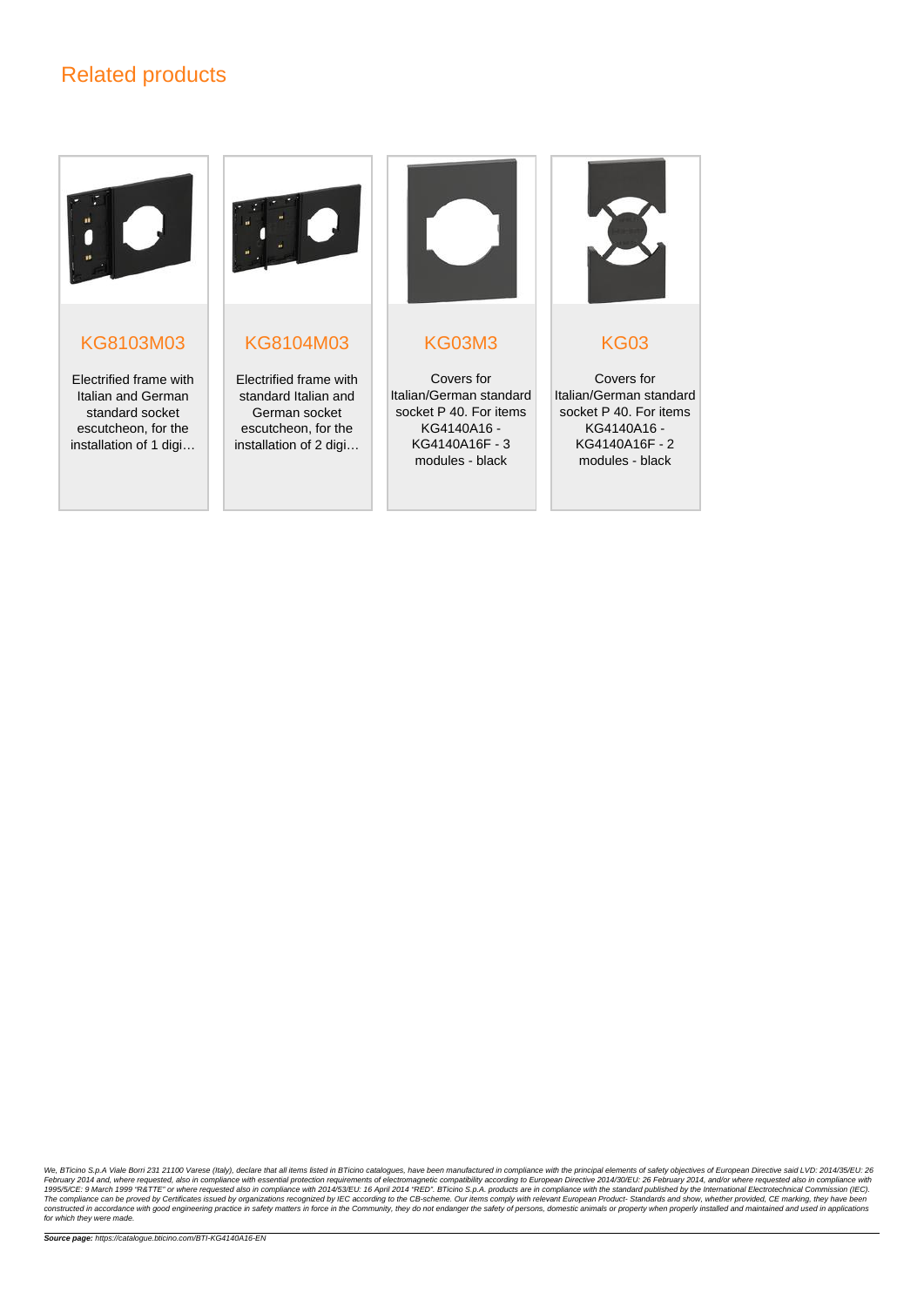## Related products

### KG8103M03

Electrified frame with Italian and German standard socket escutcheon, for the installation of 1 digi…

### KG8104M03

Electrified frame with standard Italian and German socket escutcheon, for the installation of 2 digi…

### KG03M3

Covers for Italian/German standard socket P 40. For items KG4140A16 - KG4140A16F - 3 modules - black

### KG03

Covers for Italian/German standard socket P 40. For items KG4140A16 - KG4140A16F - 2 modules - black

*We, BTicino S.p.A Viale Borri 231 21100 Varese (Italy), declare that all items listed in BTicino catalogues, have been manufactured in compliance with the principal elements of safety objectives of European Directive said LVD: 2014/35/EU: 26 February 2014 and, where requested, also in compliance with essential protection requirements of electromagnetic compatibility according to European Directive 2014/30/EU: 26 February 2014, and/or where requested also in compliance with 1995/5/CE: 9 March 1999 "R&TTE" or where requested also in compliance with 2014/53/EU: 16 April 2014 "RED". BTicino S.p.A. products are in compliance with the standard published by the International Electrotechnical Commission (IEC). The compliance can be proved by Certificates issued by organizations recognized by IEC according to the CB-scheme. Our items comply with relevant European Product- Standards and show, whether provided, CE marking, they have been constructed in accordance with good engineering practice in safety matters in force in the Community, they do not endanger the safety of persons, domestic animals or property when properly installed and maintained and used in applications for which they were made.*

**Source page:** *https://catalogue.bticino.com/BTI-KG4140A16-EN*